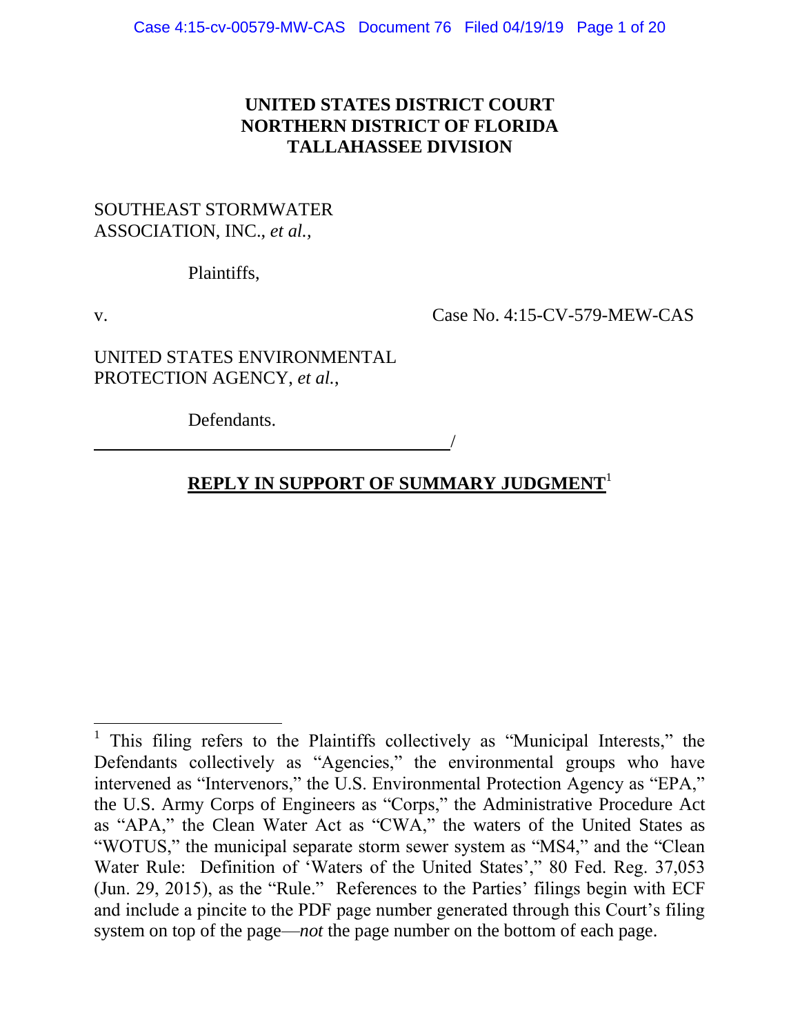**UNITED STATES DISTRICT COURT**
**NORTHERN DISTRICT OF FLORIDA**
**TALLAHASSEE DIVISION**

SOUTHEAST STORMWATER ASSOCIATION, INC., *et al.*,

Plaintiffs,

v. Case No. 4:15-CV-579-MEW-CAS

UNITED STATES ENVIRONMENTAL PROTECTION AGENCY, *et al.*,

Defendants.

______________________________________/

## **REPLY IN SUPPORT OF SUMMARY JUDGMENT**[1]

---

[1] This filing refers to the Plaintiffs collectively as "Municipal Interests," the Defendants collectively as "Agencies," the environmental groups who have intervened as "Intervenors," the U.S. Environmental Protection Agency as "EPA," the U.S. Army Corps of Engineers as "Corps," the Administrative Procedure Act as "APA," the Clean Water Act as "CWA," the waters of the United States as "WOTUS," the municipal separate storm sewer system as "MS4," and the "Clean Water Rule: Definition of 'Waters of the United States'," 80 Fed. Reg. 37,053 (Jun. 29, 2015), as the "Rule." References to the Parties' filings begin with ECF and include a pincite to the PDF page number generated through this Court's filing system on top of the page—*not* the page number on the bottom of each page.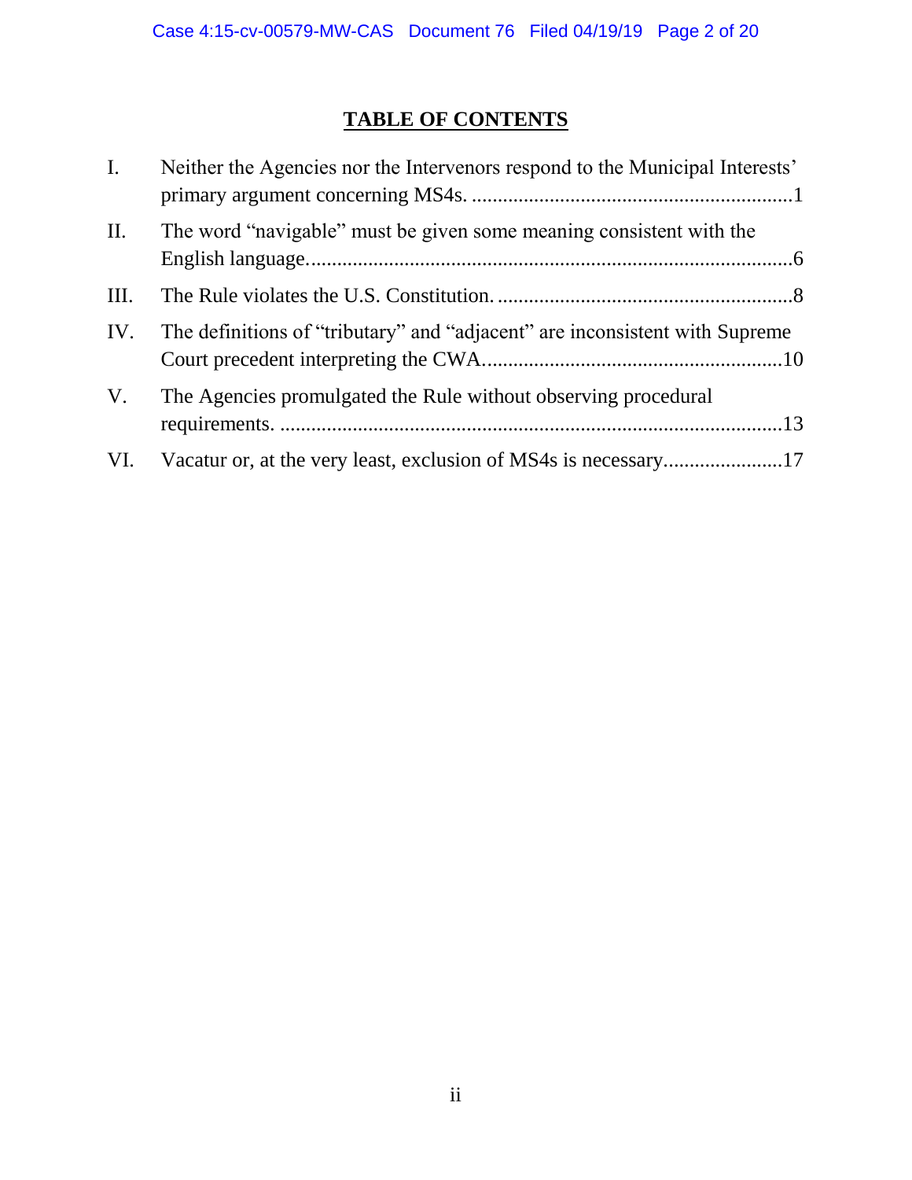## TABLE OF CONTENTS

I. Neither the Agencies nor the Intervenors respond to the Municipal Interests' primary argument concerning MS4s. ....................................................................1

II. The word "navigable" must be given some meaning consistent with the English language....................................................................................................6

III. The Rule violates the U.S. Constitution. ..........................................................8

IV. The definitions of "tributary" and "adjacent" are inconsistent with Supreme Court precedent interpreting the CWA............................................................10

V. The Agencies promulgated the Rule without observing procedural requirements. .....................................................................................................13

VI. Vacatur or, at the very least, exclusion of MS4s is necessary.......................17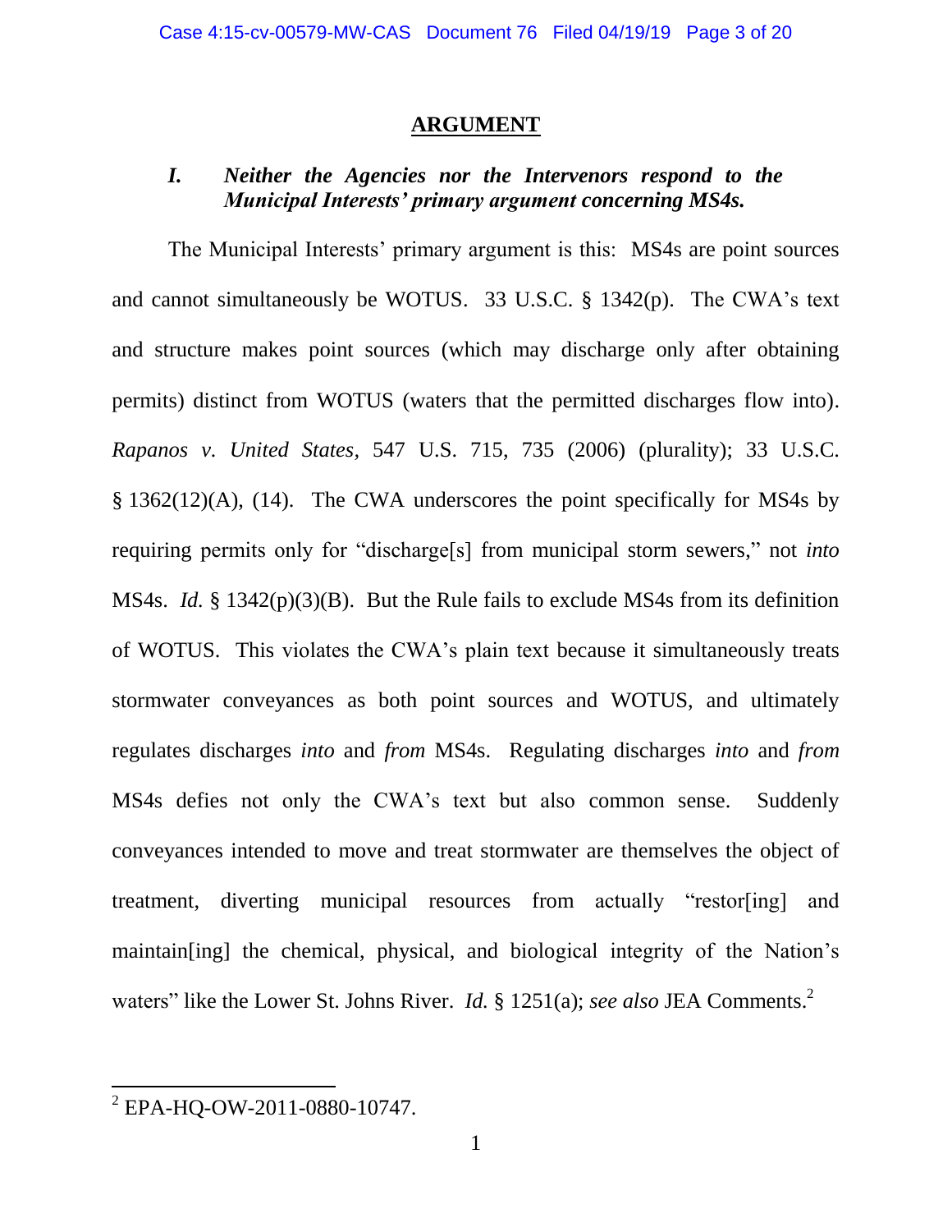## ARGUMENT

### *I. Neither the Agencies nor the Intervenors respond to the Municipal Interests' primary argument concerning MS4s.*

The Municipal Interests' primary argument is this: MS4s are point sources and cannot simultaneously be WOTUS. 33 U.S.C. § 1342(p). The CWA's text and structure makes point sources (which may discharge only after obtaining permits) distinct from WOTUS (waters that the permitted discharges flow into). *Rapanos v. United States*, 547 U.S. 715, 735 (2006) (plurality); 33 U.S.C. § 1362(12)(A), (14). The CWA underscores the point specifically for MS4s by requiring permits only for "discharge[s] from municipal storm sewers," not *into* MS4s. *Id.* § 1342(p)(3)(B). But the Rule fails to exclude MS4s from its definition of WOTUS. This violates the CWA's plain text because it simultaneously treats stormwater conveyances as both point sources and WOTUS, and ultimately regulates discharges *into* and *from* MS4s. Regulating discharges *into* and *from* MS4s defies not only the CWA's text but also common sense. Suddenly conveyances intended to move and treat stormwater are themselves the object of treatment, diverting municipal resources from actually "restor[ing] and maintain[ing] the chemical, physical, and biological integrity of the Nation's waters" like the Lower St. Johns River. *Id.* § 1251(a); *see also* JEA Comments.[2]

---

[2] EPA-HQ-OW-2011-0880-10747.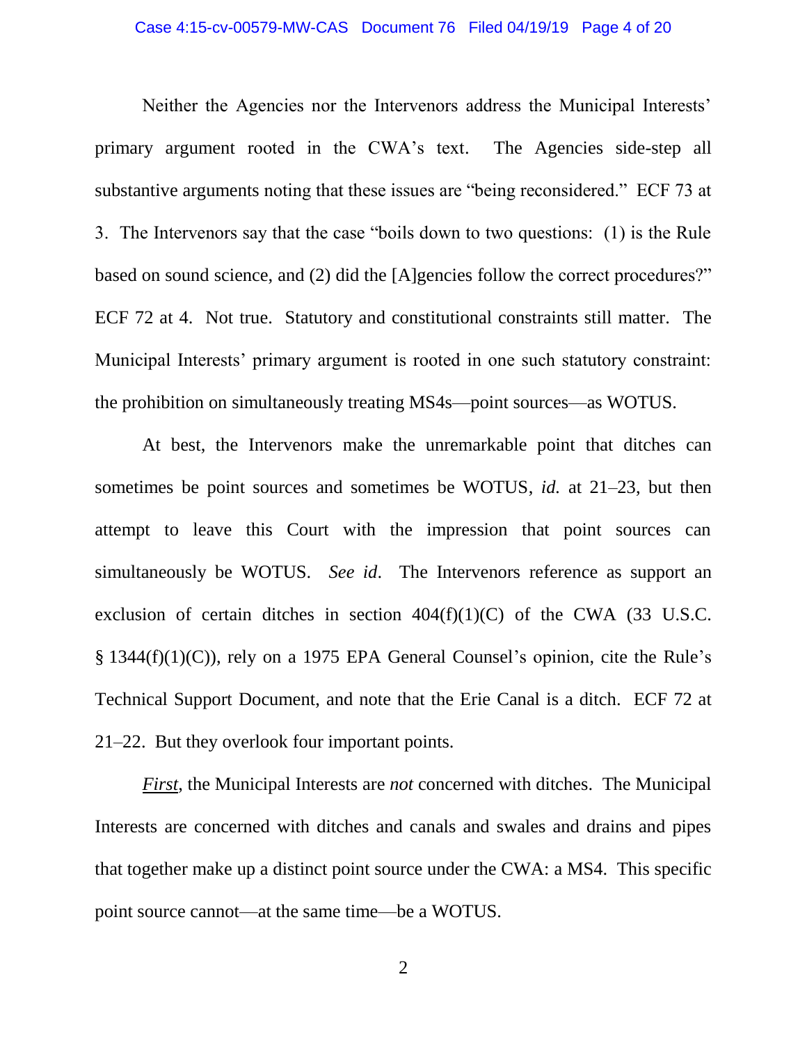Neither the Agencies nor the Intervenors address the Municipal Interests' primary argument rooted in the CWA's text. The Agencies side-step all substantive arguments noting that these issues are "being reconsidered." ECF 73 at 3. The Intervenors say that the case "boils down to two questions: (1) is the Rule based on sound science, and (2) did the [A]gencies follow the correct procedures?" ECF 72 at 4. Not true. Statutory and constitutional constraints still matter. The Municipal Interests' primary argument is rooted in one such statutory constraint: the prohibition on simultaneously treating MS4s—point sources—as WOTUS.

At best, the Intervenors make the unremarkable point that ditches can sometimes be point sources and sometimes be WOTUS, *id.* at 21–23, but then attempt to leave this Court with the impression that point sources can simultaneously be WOTUS. *See id*. The Intervenors reference as support an exclusion of certain ditches in section 404(f)(1)(C) of the CWA (33 U.S.C. § 1344(f)(1)(C)), rely on a 1975 EPA General Counsel's opinion, cite the Rule's Technical Support Document, and note that the Erie Canal is a ditch. ECF 72 at 21–22. But they overlook four important points.

***First***, the Municipal Interests are *not* concerned with ditches. The Municipal Interests are concerned with ditches and canals and swales and drains and pipes that together make up a distinct point source under the CWA: a MS4. This specific point source cannot—at the same time—be a WOTUS.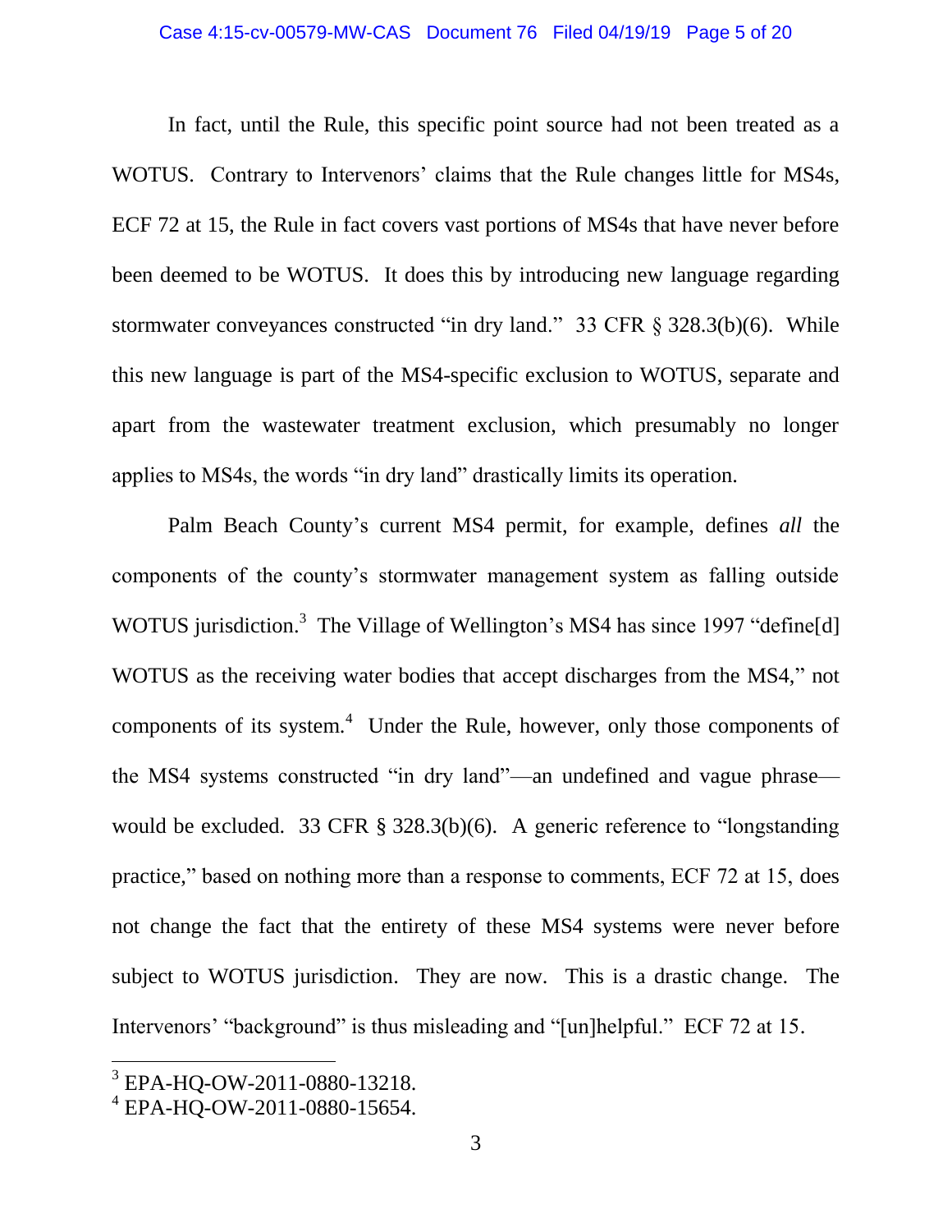In fact, until the Rule, this specific point source had not been treated as a WOTUS. Contrary to Intervenors' claims that the Rule changes little for MS4s, ECF 72 at 15, the Rule in fact covers vast portions of MS4s that have never before been deemed to be WOTUS. It does this by introducing new language regarding stormwater conveyances constructed "in dry land." 33 CFR § 328.3(b)(6). While this new language is part of the MS4-specific exclusion to WOTUS, separate and apart from the wastewater treatment exclusion, which presumably no longer applies to MS4s, the words "in dry land" drastically limits its operation.

Palm Beach County's current MS4 permit, for example, defines *all* the components of the county's stormwater management system as falling outside WOTUS jurisdiction.[3] The Village of Wellington's MS4 has since 1997 "define[d] WOTUS as the receiving water bodies that accept discharges from the MS4," not components of its system.[4] Under the Rule, however, only those components of the MS4 systems constructed "in dry land"—an undefined and vague phrase—would be excluded. 33 CFR § 328.3(b)(6). A generic reference to "longstanding practice," based on nothing more than a response to comments, ECF 72 at 15, does not change the fact that the entirety of these MS4 systems were never before subject to WOTUS jurisdiction. They are now. This is a drastic change. The Intervenors' "background" is thus misleading and "[un]helpful." ECF 72 at 15.

---

[3] EPA-HQ-OW-2011-0880-13218.

[4] EPA-HQ-OW-2011-0880-15654.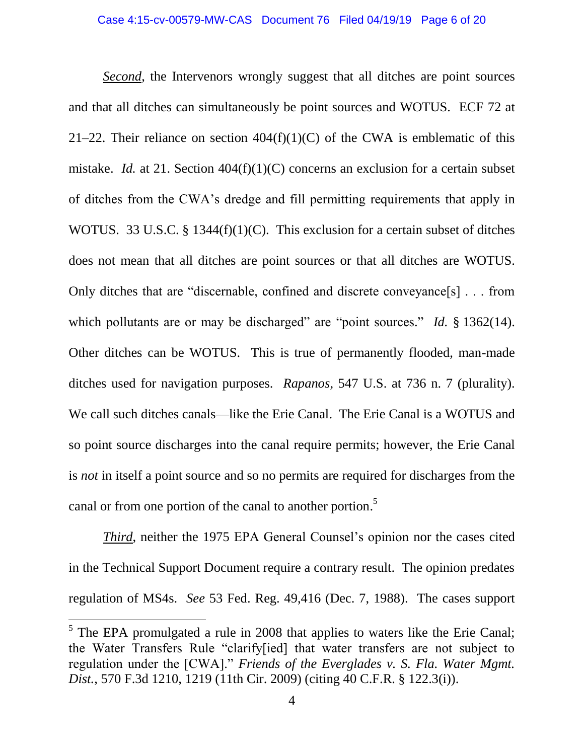***Second***, the Intervenors wrongly suggest that all ditches are point sources and that all ditches can simultaneously be point sources and WOTUS. ECF 72 at 21–22. Their reliance on section 404(f)(1)(C) of the CWA is emblematic of this mistake. *Id.* at 21. Section 404(f)(1)(C) concerns an exclusion for a certain subset of ditches from the CWA's dredge and fill permitting requirements that apply in WOTUS. 33 U.S.C. § 1344(f)(1)(C). This exclusion for a certain subset of ditches does not mean that all ditches are point sources or that all ditches are WOTUS. Only ditches that are "discernable, confined and discrete conveyance[s] . . . from which pollutants are or may be discharged" are "point sources." *Id.* § 1362(14). Other ditches can be WOTUS. This is true of permanently flooded, man-made ditches used for navigation purposes. *Rapanos*, 547 U.S. at 736 n. 7 (plurality). We call such ditches canals—like the Erie Canal. The Erie Canal is a WOTUS and so point source discharges into the canal require permits; however, the Erie Canal is *not* in itself a point source and so no permits are required for discharges from the canal or from one portion of the canal to another portion.[5]

***Third***, neither the 1975 EPA General Counsel's opinion nor the cases cited in the Technical Support Document require a contrary result. The opinion predates regulation of MS4s. *See* 53 Fed. Reg. 49,416 (Dec. 7, 1988). The cases support

---

[5] The EPA promulgated a rule in 2008 that applies to waters like the Erie Canal; the Water Transfers Rule "clarify[ied] that water transfers are not subject to regulation under the [CWA]." *Friends of the Everglades v. S. Fla. Water Mgmt. Dist.*, 570 F.3d 1210, 1219 (11th Cir. 2009) (citing 40 C.F.R. § 122.3(i)).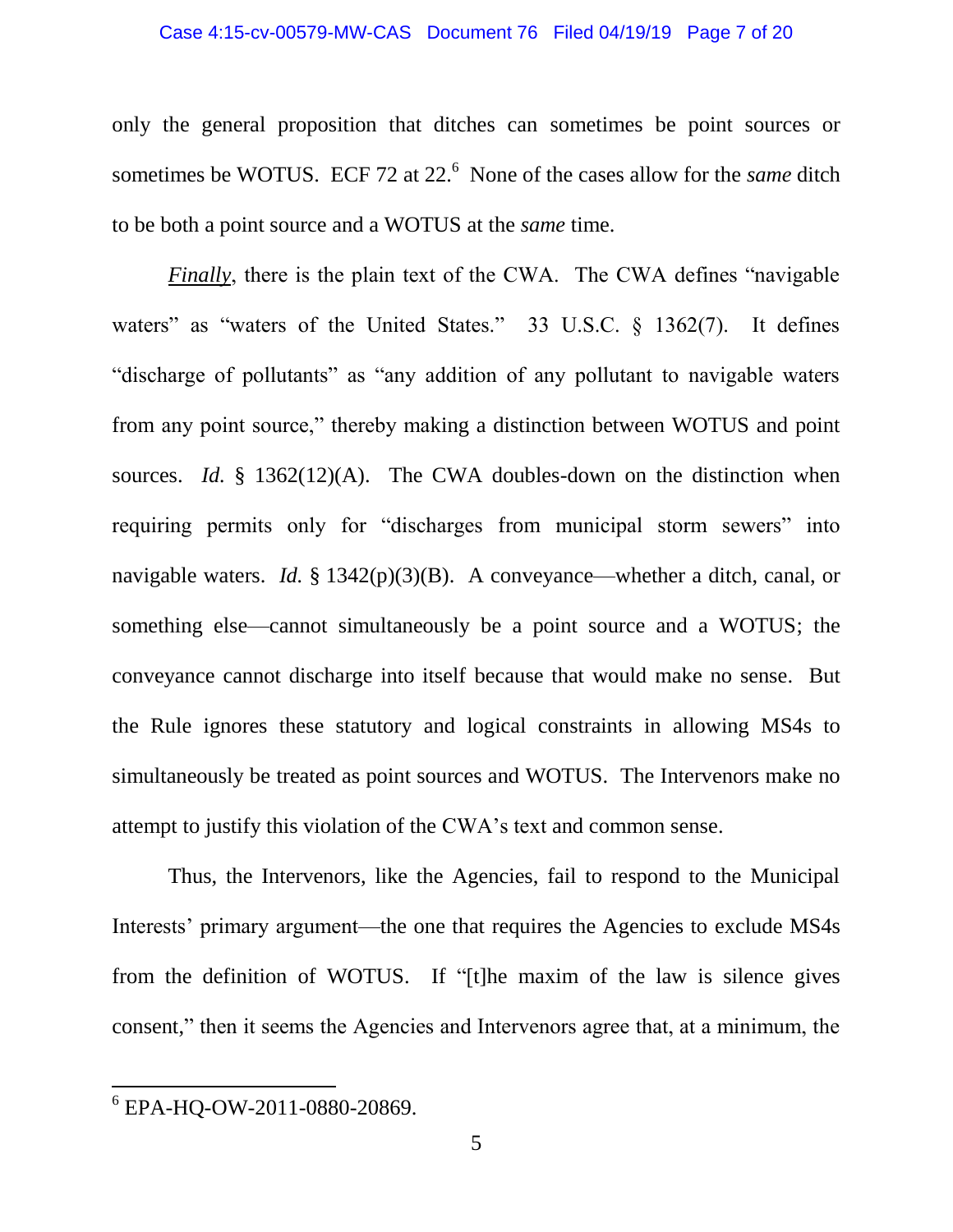only the general proposition that ditches can sometimes be point sources or sometimes be WOTUS. ECF 72 at 22.[6] None of the cases allow for the *same* ditch to be both a point source and a WOTUS at the *same* time.

***Finally***, there is the plain text of the CWA. The CWA defines "navigable waters" as "waters of the United States." 33 U.S.C. § 1362(7). It defines "discharge of pollutants" as "any addition of any pollutant to navigable waters from any point source," thereby making a distinction between WOTUS and point sources. *Id.* § 1362(12)(A). The CWA doubles-down on the distinction when requiring permits only for "discharges from municipal storm sewers" into navigable waters. *Id.* § 1342(p)(3)(B). A conveyance—whether a ditch, canal, or something else—cannot simultaneously be a point source and a WOTUS; the conveyance cannot discharge into itself because that would make no sense. But the Rule ignores these statutory and logical constraints in allowing MS4s to simultaneously be treated as point sources and WOTUS. The Intervenors make no attempt to justify this violation of the CWA's text and common sense.

Thus, the Intervenors, like the Agencies, fail to respond to the Municipal Interests' primary argument—the one that requires the Agencies to exclude MS4s from the definition of WOTUS. If "[t]he maxim of the law is silence gives consent," then it seems the Agencies and Intervenors agree that, at a minimum, the

---

[6] EPA-HQ-OW-2011-0880-20869.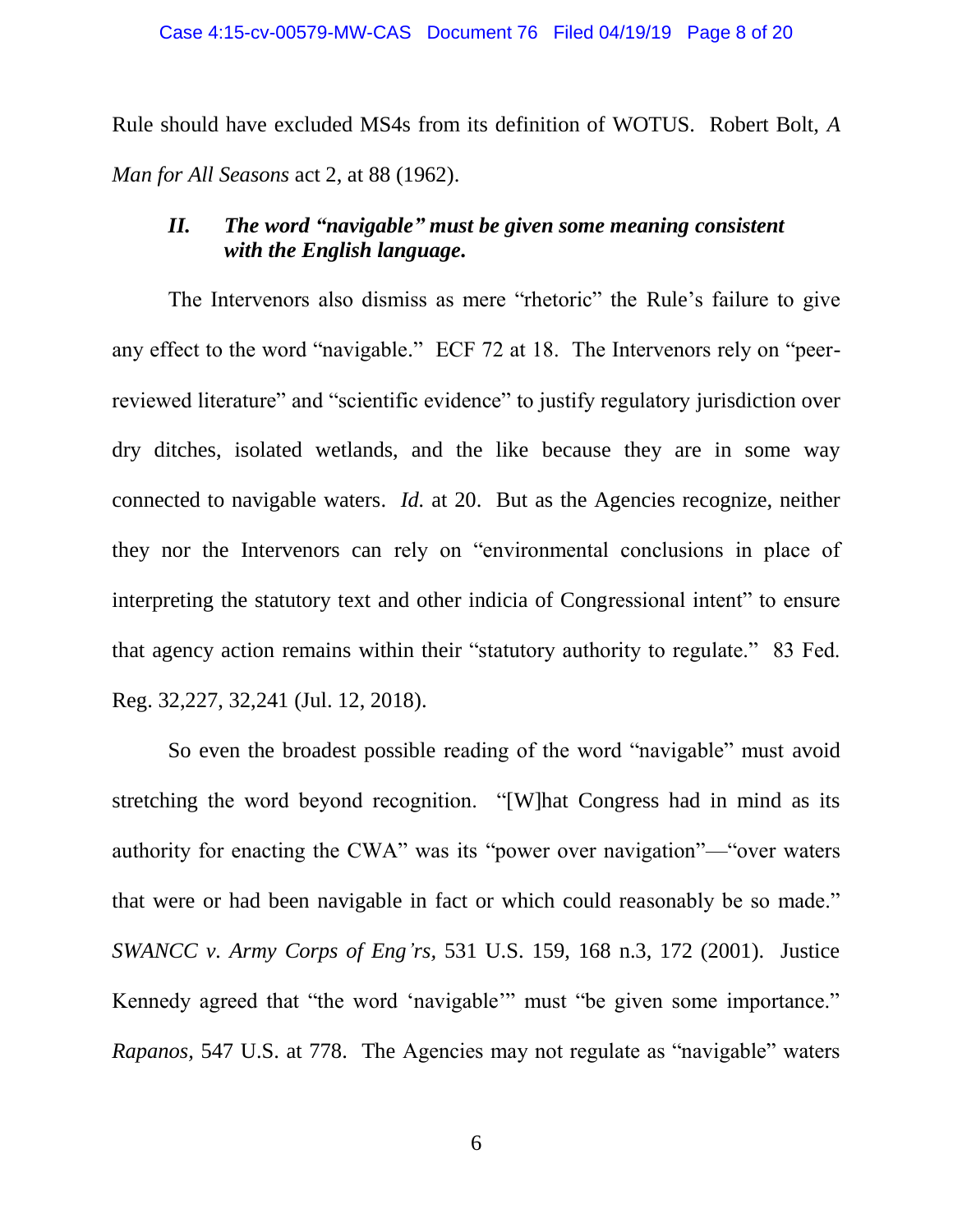Rule should have excluded MS4s from its definition of WOTUS. Robert Bolt, *A Man for All Seasons* act 2, at 88 (1962).

### *II. The word "navigable" must be given some meaning consistent with the English language.*

The Intervenors also dismiss as mere "rhetoric" the Rule's failure to give any effect to the word "navigable." ECF 72 at 18. The Intervenors rely on "peer-reviewed literature" and "scientific evidence" to justify regulatory jurisdiction over dry ditches, isolated wetlands, and the like because they are in some way connected to navigable waters. *Id.* at 20. But as the Agencies recognize, neither they nor the Intervenors can rely on "environmental conclusions in place of interpreting the statutory text and other indicia of Congressional intent" to ensure that agency action remains within their "statutory authority to regulate." 83 Fed. Reg. 32,227, 32,241 (Jul. 12, 2018).

So even the broadest possible reading of the word "navigable" must avoid stretching the word beyond recognition. "[W]hat Congress had in mind as its authority for enacting the CWA" was its "power over navigation"—"over waters that were or had been navigable in fact or which could reasonably be so made." *SWANCC v. Army Corps of Eng'rs,* 531 U.S. 159, 168 n.3, 172 (2001). Justice Kennedy agreed that "the word 'navigable'" must "be given some importance." *Rapanos,* 547 U.S. at 778. The Agencies may not regulate as "navigable" waters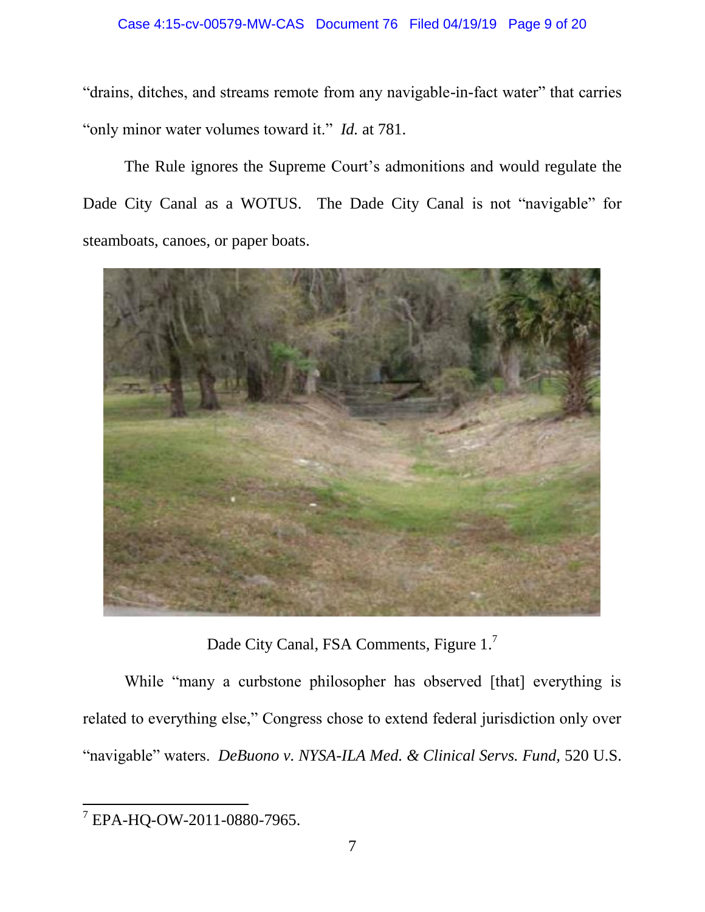"drains, ditches, and streams remote from any navigable-in-fact water" that carries "only minor water volumes toward it." *Id.* at 781.

The Rule ignores the Supreme Court's admonitions and would regulate the Dade City Canal as a WOTUS. The Dade City Canal is not "navigable" for steamboats, canoes, or paper boats.

Dade City Canal, FSA Comments, Figure 1.[7]

While "many a curbstone philosopher has observed [that] everything is related to everything else," Congress chose to extend federal jurisdiction only over "navigable" waters. *DeBuono v. NYSA-ILA Med. & Clinical Servs. Fund,* 520 U.S.

[7] EPA-HQ-OW-2011-0880-7965.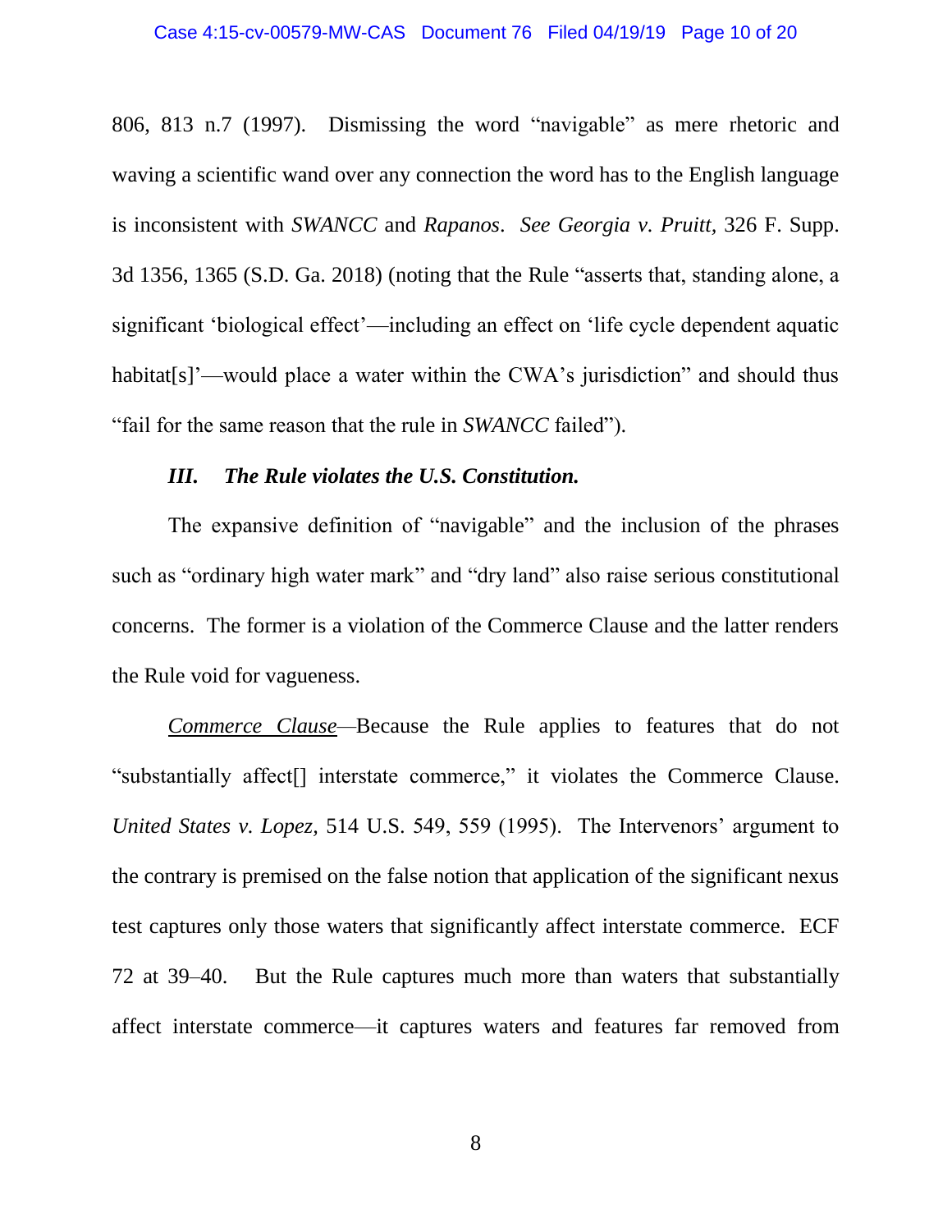806, 813 n.7 (1997). Dismissing the word "navigable" as mere rhetoric and waving a scientific wand over any connection the word has to the English language is inconsistent with *SWANCC* and *Rapanos*. *See Georgia v. Pruitt*, 326 F. Supp. 3d 1356, 1365 (S.D. Ga. 2018) (noting that the Rule "asserts that, standing alone, a significant 'biological effect'—including an effect on 'life cycle dependent aquatic habitat[s]'—would place a water within the CWA's jurisdiction" and should thus "fail for the same reason that the rule in *SWANCC* failed").

### *III. The Rule violates the U.S. Constitution.*

The expansive definition of "navigable" and the inclusion of the phrases such as "ordinary high water mark" and "dry land" also raise serious constitutional concerns. The former is a violation of the Commerce Clause and the latter renders the Rule void for vagueness.

<u>*Commerce Clause*</u>—Because the Rule applies to features that do not "substantially affect[] interstate commerce," it violates the Commerce Clause. *United States v. Lopez*, 514 U.S. 549, 559 (1995). The Intervenors' argument to the contrary is premised on the false notion that application of the significant nexus test captures only those waters that significantly affect interstate commerce. ECF 72 at 39–40. But the Rule captures much more than waters that substantially affect interstate commerce—it captures waters and features far removed from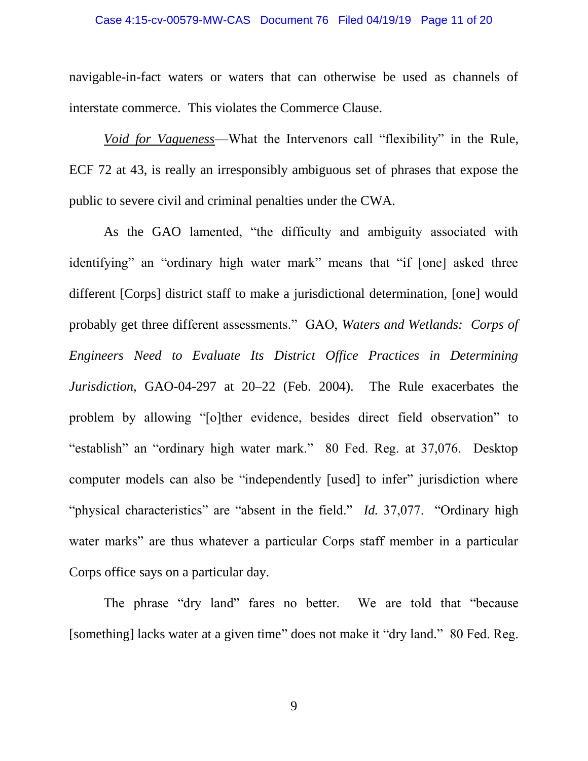navigable-in-fact waters or waters that can otherwise be used as channels of interstate commerce. This violates the Commerce Clause.

*Void for Vagueness*—What the Intervenors call "flexibility" in the Rule, ECF 72 at 43, is really an irresponsibly ambiguous set of phrases that expose the public to severe civil and criminal penalties under the CWA.

As the GAO lamented, "the difficulty and ambiguity associated with identifying" an "ordinary high water mark" means that "if [one] asked three different [Corps] district staff to make a jurisdictional determination, [one] would probably get three different assessments." GAO, *Waters and Wetlands: Corps of Engineers Need to Evaluate Its District Office Practices in Determining Jurisdiction*, GAO-04-297 at 20–22 (Feb. 2004). The Rule exacerbates the problem by allowing "[o]ther evidence, besides direct field observation" to "establish" an "ordinary high water mark." 80 Fed. Reg. at 37,076. Desktop computer models can also be "independently [used] to infer" jurisdiction where "physical characteristics" are "absent in the field." *Id.* 37,077. "Ordinary high water marks" are thus whatever a particular Corps staff member in a particular Corps office says on a particular day.

The phrase "dry land" fares no better. We are told that "because [something] lacks water at a given time" does not make it "dry land." 80 Fed. Reg.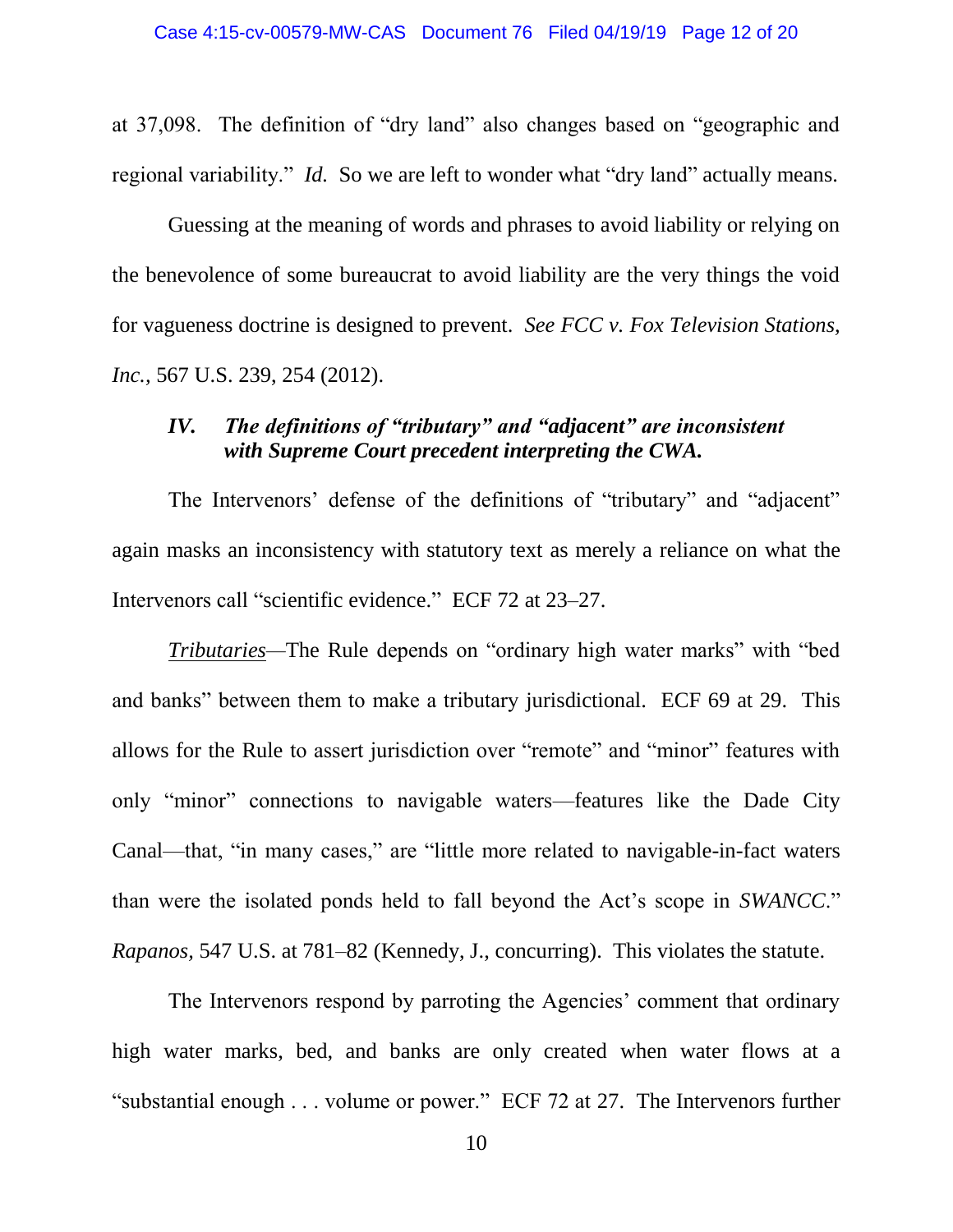at 37,098. The definition of "dry land" also changes based on "geographic and regional variability." *Id.* So we are left to wonder what "dry land" actually means.

Guessing at the meaning of words and phrases to avoid liability or relying on the benevolence of some bureaucrat to avoid liability are the very things the void for vagueness doctrine is designed to prevent. *See FCC v. Fox Television Stations, Inc.*, 567 U.S. 239, 254 (2012).

### *IV. The definitions of "tributary" and "adjacent" are inconsistent with Supreme Court precedent interpreting the CWA.*

The Intervenors' defense of the definitions of "tributary" and "adjacent" again masks an inconsistency with statutory text as merely a reliance on what the Intervenors call "scientific evidence." ECF 72 at 23–27.

*Tributaries*—The Rule depends on "ordinary high water marks" with "bed and banks" between them to make a tributary jurisdictional. ECF 69 at 29. This allows for the Rule to assert jurisdiction over "remote" and "minor" features with only "minor" connections to navigable waters—features like the Dade City Canal—that, "in many cases," are "little more related to navigable-in-fact waters than were the isolated ponds held to fall beyond the Act's scope in *SWANCC*." *Rapanos,* 547 U.S. at 781–82 (Kennedy, J., concurring). This violates the statute.

The Intervenors respond by parroting the Agencies' comment that ordinary high water marks, bed, and banks are only created when water flows at a "substantial enough . . . volume or power." ECF 72 at 27. The Intervenors further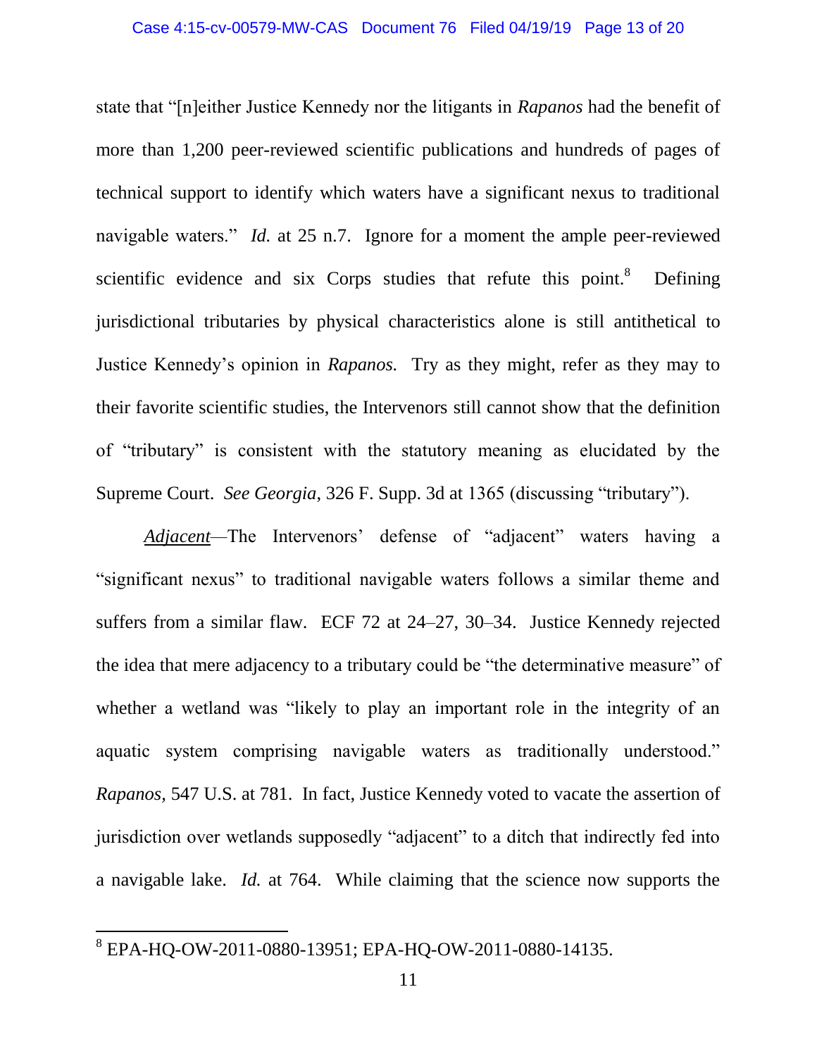state that "[n]either Justice Kennedy nor the litigants in *Rapanos* had the benefit of more than 1,200 peer-reviewed scientific publications and hundreds of pages of technical support to identify which waters have a significant nexus to traditional navigable waters." *Id.* at 25 n.7. Ignore for a moment the ample peer-reviewed scientific evidence and six Corps studies that refute this point.[8] Defining jurisdictional tributaries by physical characteristics alone is still antithetical to Justice Kennedy's opinion in *Rapanos.* Try as they might, refer as they may to their favorite scientific studies, the Intervenors still cannot show that the definition of "tributary" is consistent with the statutory meaning as elucidated by the Supreme Court. *See Georgia*, 326 F. Supp. 3d at 1365 (discussing "tributary").

*<u>Adjacent</u>*—The Intervenors' defense of "adjacent" waters having a "significant nexus" to traditional navigable waters follows a similar theme and suffers from a similar flaw. ECF 72 at 24–27, 30–34. Justice Kennedy rejected the idea that mere adjacency to a tributary could be "the determinative measure" of whether a wetland was "likely to play an important role in the integrity of an aquatic system comprising navigable waters as traditionally understood." *Rapanos*, 547 U.S. at 781. In fact, Justice Kennedy voted to vacate the assertion of jurisdiction over wetlands supposedly "adjacent" to a ditch that indirectly fed into a navigable lake. *Id.* at 764. While claiming that the science now supports the

[8] EPA-HQ-OW-2011-0880-13951; EPA-HQ-OW-2011-0880-14135.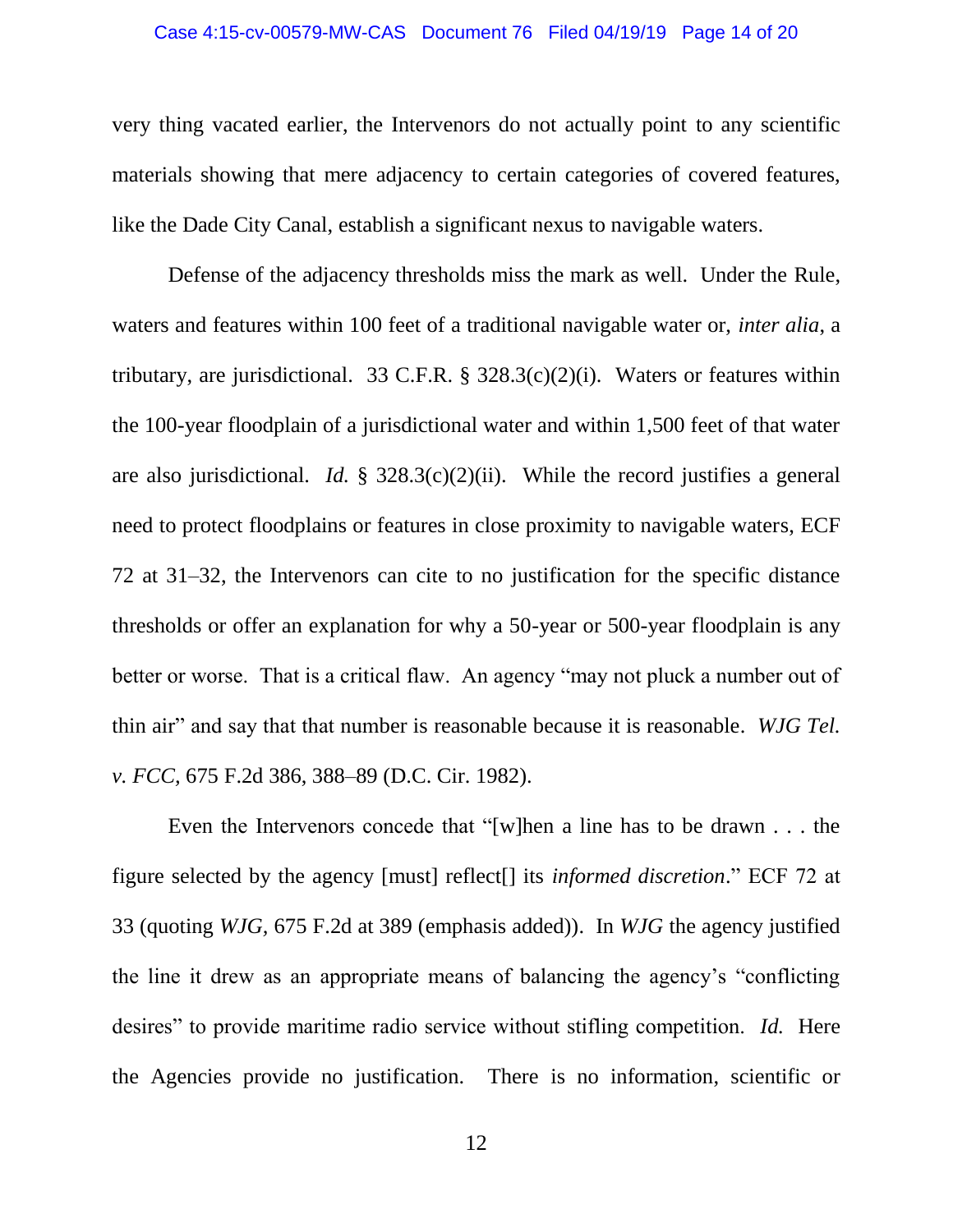very thing vacated earlier, the Intervenors do not actually point to any scientific materials showing that mere adjacency to certain categories of covered features, like the Dade City Canal, establish a significant nexus to navigable waters.

Defense of the adjacency thresholds miss the mark as well. Under the Rule, waters and features within 100 feet of a traditional navigable water or, *inter alia*, a tributary, are jurisdictional. 33 C.F.R. § 328.3(c)(2)(i). Waters or features within the 100-year floodplain of a jurisdictional water and within 1,500 feet of that water are also jurisdictional. *Id.* § 328.3(c)(2)(ii). While the record justifies a general need to protect floodplains or features in close proximity to navigable waters, ECF 72 at 31–32, the Intervenors can cite to no justification for the specific distance thresholds or offer an explanation for why a 50-year or 500-year floodplain is any better or worse. That is a critical flaw. An agency "may not pluck a number out of thin air" and say that that number is reasonable because it is reasonable. *WJG Tel. v. FCC*, 675 F.2d 386, 388–89 (D.C. Cir. 1982).

Even the Intervenors concede that "[w]hen a line has to be drawn . . . the figure selected by the agency [must] reflect[] its *informed discretion*." ECF 72 at 33 (quoting *WJG*, 675 F.2d at 389 (emphasis added)). In *WJG* the agency justified the line it drew as an appropriate means of balancing the agency's "conflicting desires" to provide maritime radio service without stifling competition. *Id.* Here the Agencies provide no justification. There is no information, scientific or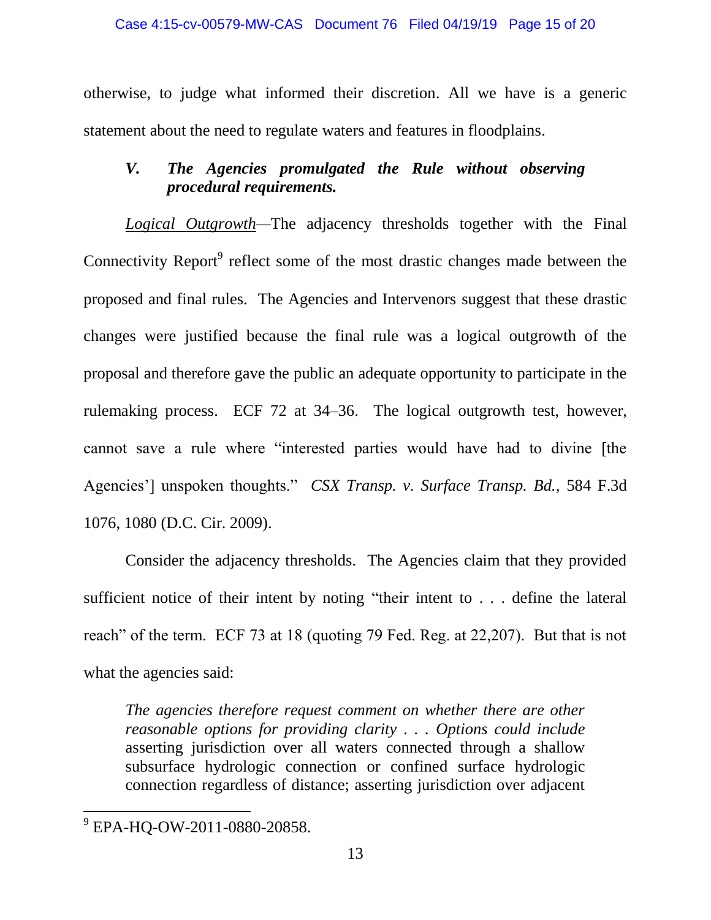otherwise, to judge what informed their discretion. All we have is a generic statement about the need to regulate waters and features in floodplains.

### *V. The Agencies promulgated the Rule without observing procedural requirements.*

<u>*Logical Outgrowth*</u>—The adjacency thresholds together with the Final Connectivity Report[9] reflect some of the most drastic changes made between the proposed and final rules. The Agencies and Intervenors suggest that these drastic changes were justified because the final rule was a logical outgrowth of the proposal and therefore gave the public an adequate opportunity to participate in the rulemaking process. ECF 72 at 34–36. The logical outgrowth test, however, cannot save a rule where "interested parties would have had to divine [the Agencies'] unspoken thoughts." *CSX Transp. v. Surface Transp. Bd.*, 584 F.3d 1076, 1080 (D.C. Cir. 2009).

Consider the adjacency thresholds. The Agencies claim that they provided sufficient notice of their intent by noting "their intent to . . . define the lateral reach" of the term. ECF 73 at 18 (quoting 79 Fed. Reg. at 22,207). But that is not what the agencies said:

> *The agencies therefore request comment on whether there are other reasonable options for providing clarity . . . Options could include* asserting jurisdiction over all waters connected through a shallow subsurface hydrologic connection or confined surface hydrologic connection regardless of distance; asserting jurisdiction over adjacent

[9] EPA-HQ-OW-2011-0880-20858.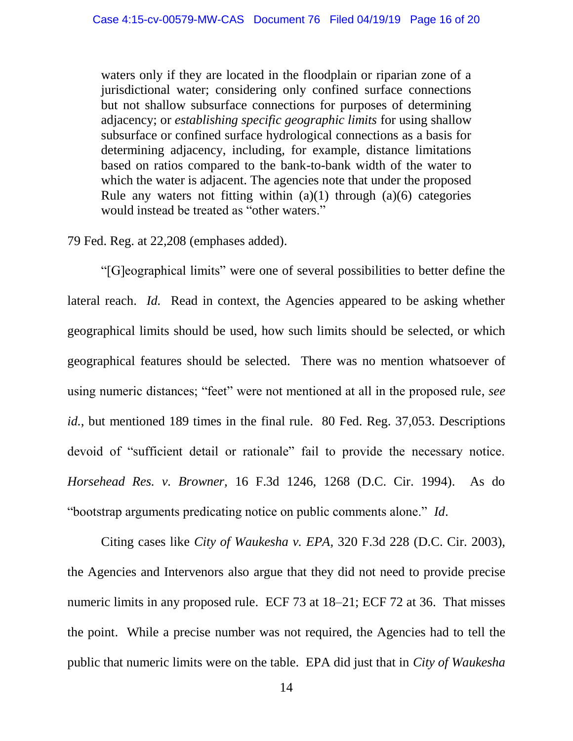> waters only if they are located in the floodplain or riparian zone of a jurisdictional water; considering only confined surface connections but not shallow subsurface connections for purposes of determining adjacency; or *establishing specific geographic limits* for using shallow subsurface or confined surface hydrological connections as a basis for determining adjacency, including, for example, distance limitations based on ratios compared to the bank-to-bank width of the water to which the water is adjacent. The agencies note that under the proposed Rule any waters not fitting within (a)(1) through (a)(6) categories would instead be treated as "other waters."

79 Fed. Reg. at 22,208 (emphases added).

"[G]eographical limits" were one of several possibilities to better define the lateral reach. *Id.* Read in context, the Agencies appeared to be asking whether geographical limits should be used, how such limits should be selected, or which geographical features should be selected. There was no mention whatsoever of using numeric distances; "feet" were not mentioned at all in the proposed rule, *see id.*, but mentioned 189 times in the final rule. 80 Fed. Reg. 37,053. Descriptions devoid of "sufficient detail or rationale" fail to provide the necessary notice. *Horsehead Res. v. Browner*, 16 F.3d 1246, 1268 (D.C. Cir. 1994). As do "bootstrap arguments predicating notice on public comments alone." *Id*.

Citing cases like *City of Waukesha v. EPA*, 320 F.3d 228 (D.C. Cir. 2003), the Agencies and Intervenors also argue that they did not need to provide precise numeric limits in any proposed rule. ECF 73 at 18–21; ECF 72 at 36. That misses the point. While a precise number was not required, the Agencies had to tell the public that numeric limits were on the table. EPA did just that in *City of Waukesha*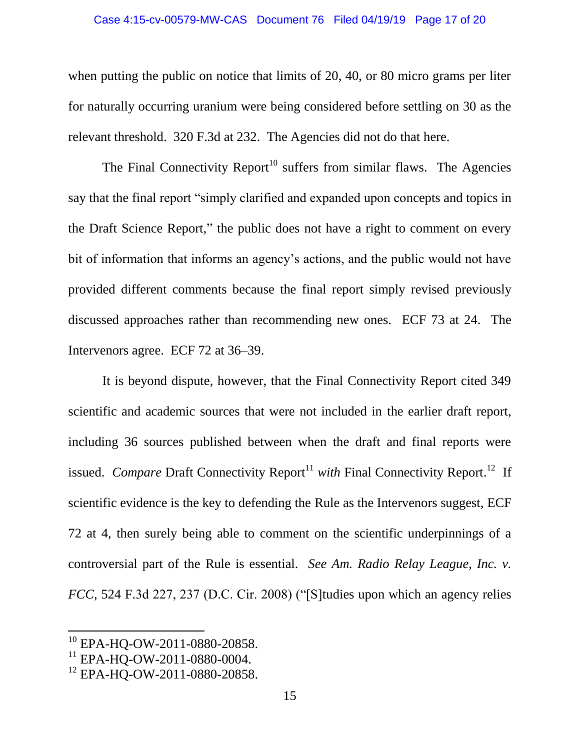when putting the public on notice that limits of 20, 40, or 80 micro grams per liter for naturally occurring uranium were being considered before settling on 30 as the relevant threshold. 320 F.3d at 232. The Agencies did not do that here.

The Final Connectivity Report[10] suffers from similar flaws. The Agencies say that the final report "simply clarified and expanded upon concepts and topics in the Draft Science Report," the public does not have a right to comment on every bit of information that informs an agency's actions, and the public would not have provided different comments because the final report simply revised previously discussed approaches rather than recommending new ones. ECF 73 at 24. The Intervenors agree. ECF 72 at 36–39.

It is beyond dispute, however, that the Final Connectivity Report cited 349 scientific and academic sources that were not included in the earlier draft report, including 36 sources published between when the draft and final reports were issued. *Compare* Draft Connectivity Report[11] *with* Final Connectivity Report.[12] If scientific evidence is the key to defending the Rule as the Intervenors suggest, ECF 72 at 4, then surely being able to comment on the scientific underpinnings of a controversial part of the Rule is essential. *See Am. Radio Relay League, Inc. v. FCC,* 524 F.3d 227, 237 (D.C. Cir. 2008) ("[S]tudies upon which an agency relies

---

[10] EPA-HQ-OW-2011-0880-20858.

[11] EPA-HQ-OW-2011-0880-0004.

[12] EPA-HQ-OW-2011-0880-20858.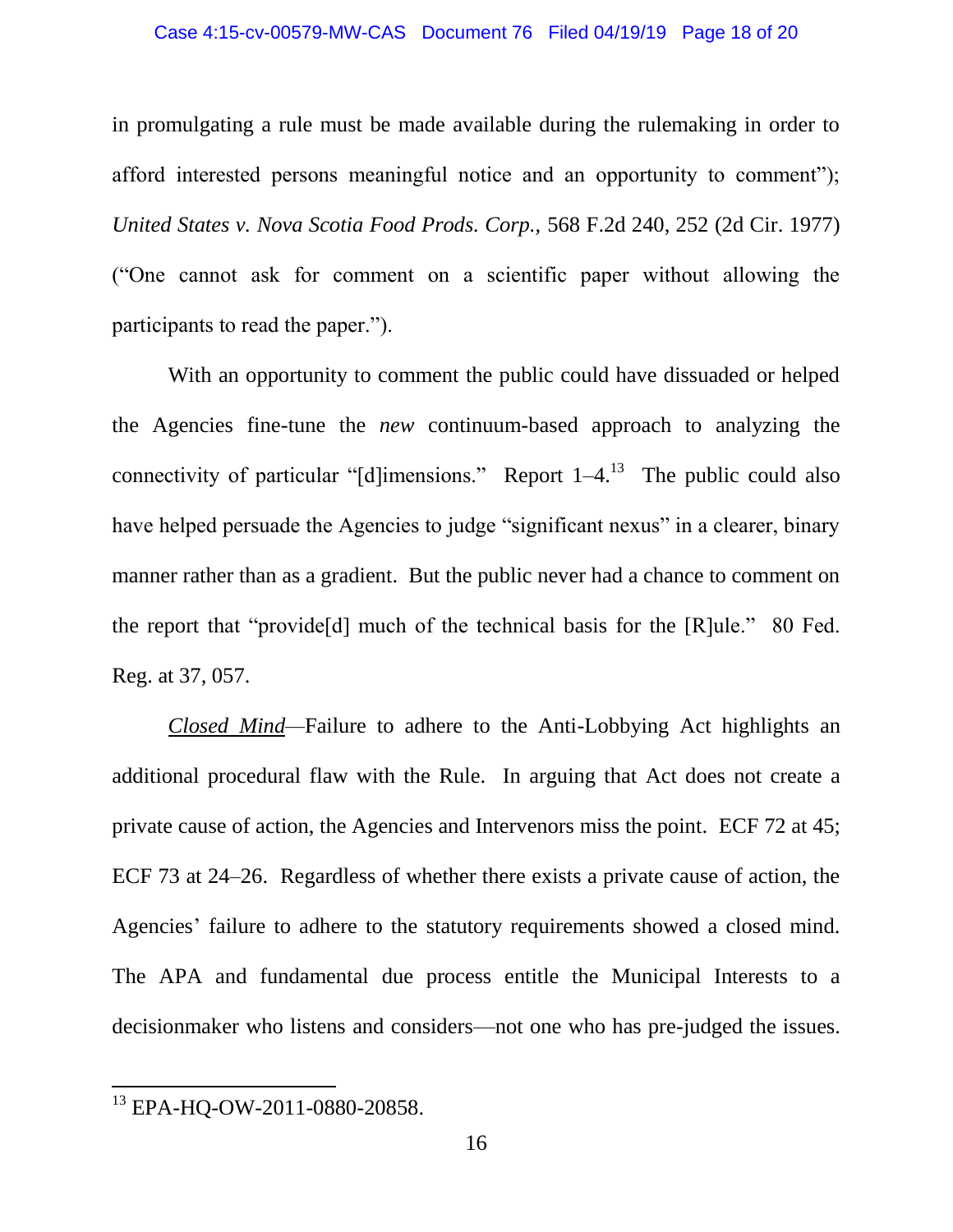in promulgating a rule must be made available during the rulemaking in order to afford interested persons meaningful notice and an opportunity to comment"); *United States v. Nova Scotia Food Prods. Corp.*, 568 F.2d 240, 252 (2d Cir. 1977) ("One cannot ask for comment on a scientific paper without allowing the participants to read the paper.").

With an opportunity to comment the public could have dissuaded or helped the Agencies fine-tune the *new* continuum-based approach to analyzing the connectivity of particular "[d]imensions." Report 1–4.[13] The public could also have helped persuade the Agencies to judge "significant nexus" in a clearer, binary manner rather than as a gradient. But the public never had a chance to comment on the report that "provide[d] much of the technical basis for the [R]ule." 80 Fed. Reg. at 37, 057.

*Closed Mind*—Failure to adhere to the Anti-Lobbying Act highlights an additional procedural flaw with the Rule. In arguing that Act does not create a private cause of action, the Agencies and Intervenors miss the point. ECF 72 at 45; ECF 73 at 24–26. Regardless of whether there exists a private cause of action, the Agencies' failure to adhere to the statutory requirements showed a closed mind. The APA and fundamental due process entitle the Municipal Interests to a decisionmaker who listens and considers—not one who has pre-judged the issues.

---

[13] EPA-HQ-OW-2011-0880-20858.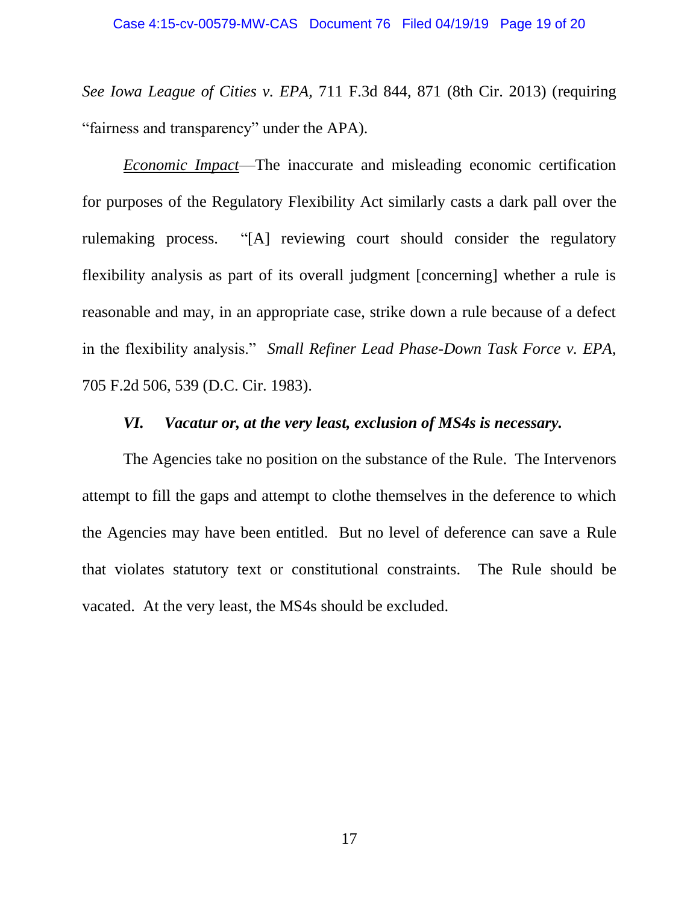*See Iowa League of Cities v. EPA*, 711 F.3d 844, 871 (8th Cir. 2013) (requiring "fairness and transparency" under the APA).

*Economic Impact*—The inaccurate and misleading economic certification for purposes of the Regulatory Flexibility Act similarly casts a dark pall over the rulemaking process. "[A] reviewing court should consider the regulatory flexibility analysis as part of its overall judgment [concerning] whether a rule is reasonable and may, in an appropriate case, strike down a rule because of a defect in the flexibility analysis." *Small Refiner Lead Phase-Down Task Force v. EPA*, 705 F.2d 506, 539 (D.C. Cir. 1983).

### ***VI. Vacatur or, at the very least, exclusion of MS4s is necessary.***

The Agencies take no position on the substance of the Rule. The Intervenors attempt to fill the gaps and attempt to clothe themselves in the deference to which the Agencies may have been entitled. But no level of deference can save a Rule that violates statutory text or constitutional constraints. The Rule should be vacated. At the very least, the MS4s should be excluded.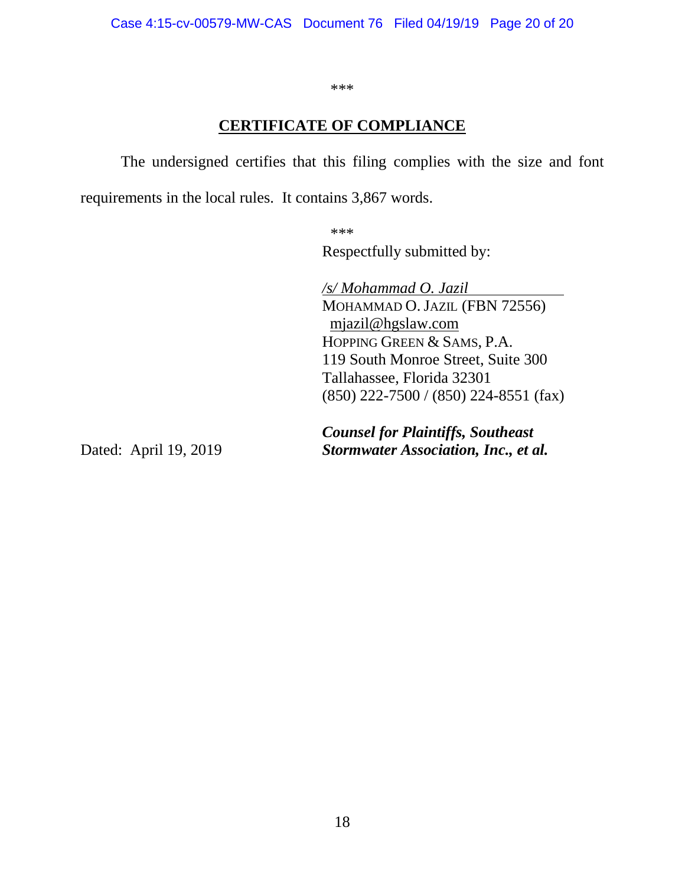\*\*\*

## CERTIFICATE OF COMPLIANCE

The undersigned certifies that this filing complies with the size and font requirements in the local rules. It contains 3,867 words.

\*\*\*

Respectfully submitted by:

*/s/ Mohammad O. Jazil*
MOHAMMAD O. JAZIL (FBN 72556)
mjazil@hgslaw.com
HOPPING GREEN & SAMS, P.A.
119 South Monroe Street, Suite 300
Tallahassee, Florida 32301
(850) 222-7500 / (850) 224-8551 (fax)

***Counsel for Plaintiffs, Southeast Stormwater Association, Inc., et al.***

Dated: April 19, 2019